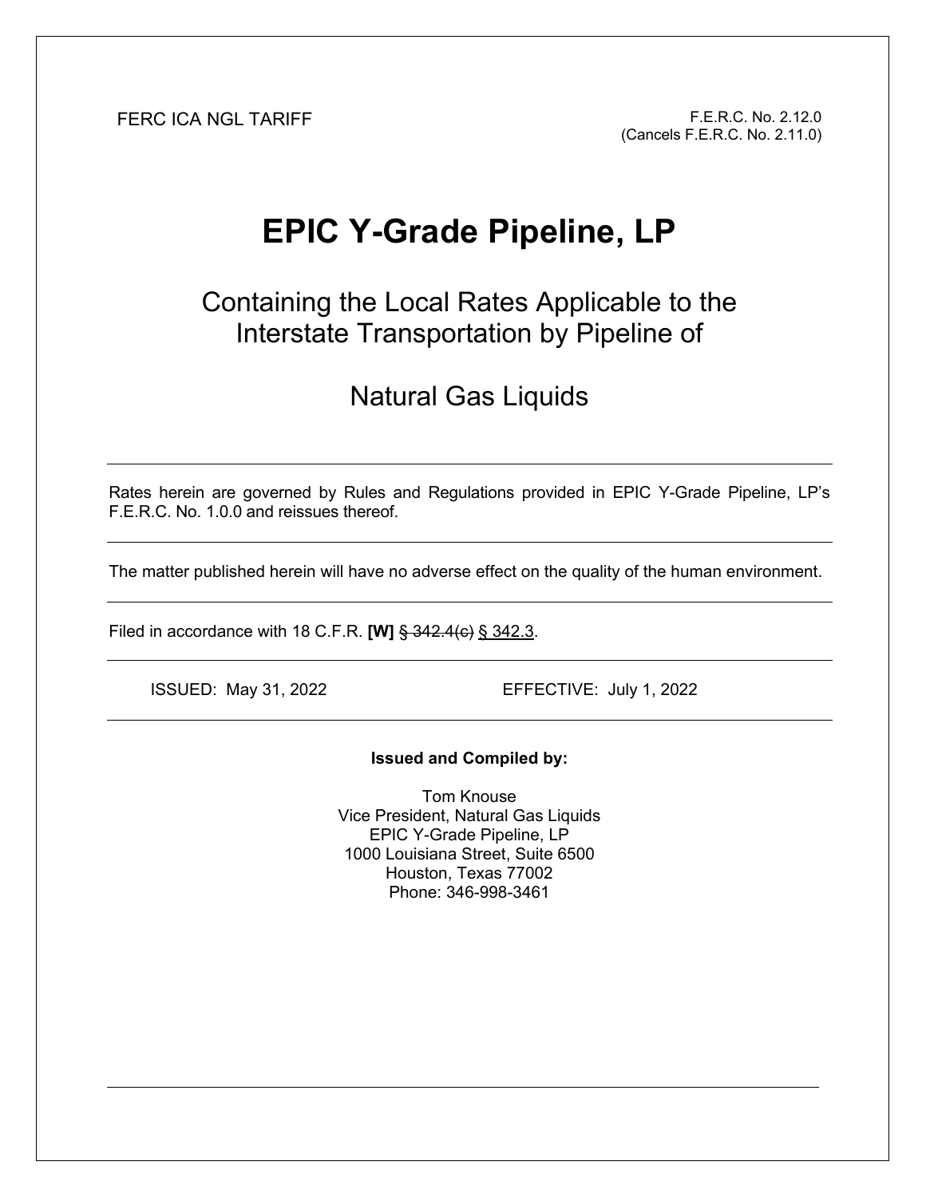FERC ICA NGL TARIFF

F.E.R.C. No. 2.12.0
(Cancels F.E.R.C. No. 2.11.0)

# EPIC Y-Grade Pipeline, LP

## Containing the Local Rates Applicable to the Interstate Transportation by Pipeline of

## Natural Gas Liquids

---

Rates herein are governed by Rules and Regulations provided in EPIC Y-Grade Pipeline, LP's F.E.R.C. No. 1.0.0 and reissues thereof.

---

The matter published herein will have no adverse effect on the quality of the human environment.

---

Filed in accordance with 18 C.F.R. **[W]** ~~§ 342.4(c)~~ <u>§ 342.3</u>.

---

ISSUED: May 31, 2022 EFFECTIVE: July 1, 2022

---

**Issued and Compiled by:**

Tom Knouse
Vice President, Natural Gas Liquids
EPIC Y-Grade Pipeline, LP
1000 Louisiana Street, Suite 6500
Houston, Texas 77002
Phone: 346-998-3461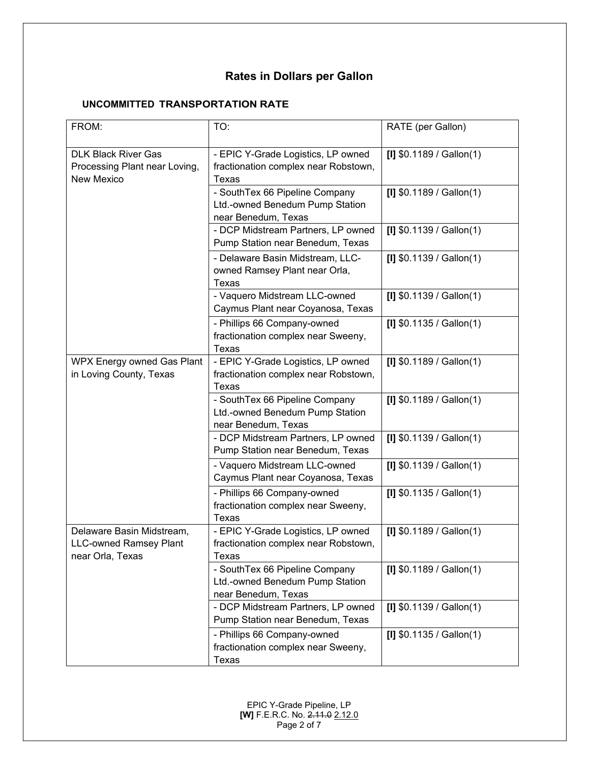## Rates in Dollars per Gallon

### UNCOMMITTED TRANSPORTATION RATE

| FROM: | TO: | RATE (per Gallon) |
|---|---|---|
| DLK Black River Gas Processing Plant near Loving, New Mexico | - EPIC Y-Grade Logistics, LP owned fractionation complex near Robstown, Texas | **[I]** $0.1189 / Gallon(1) |
| | - SouthTex 66 Pipeline Company Ltd.-owned Benedum Pump Station near Benedum, Texas | **[I]** $0.1189 / Gallon(1) |
| | - DCP Midstream Partners, LP owned Pump Station near Benedum, Texas | **[I]** $0.1139 / Gallon(1) |
| | - Delaware Basin Midstream, LLC-owned Ramsey Plant near Orla, Texas | **[I]** $0.1139 / Gallon(1) |
| | - Vaquero Midstream LLC-owned Caymus Plant near Coyanosa, Texas | **[I]** $0.1139 / Gallon(1) |
| | - Phillips 66 Company-owned fractionation complex near Sweeny, Texas | **[I]** $0.1135 / Gallon(1) |
| WPX Energy owned Gas Plant in Loving County, Texas | - EPIC Y-Grade Logistics, LP owned fractionation complex near Robstown, Texas | **[I]** $0.1189 / Gallon(1) |
| | - SouthTex 66 Pipeline Company Ltd.-owned Benedum Pump Station near Benedum, Texas | **[I]** $0.1189 / Gallon(1) |
| | - DCP Midstream Partners, LP owned Pump Station near Benedum, Texas | **[I]** $0.1139 / Gallon(1) |
| | - Vaquero Midstream LLC-owned Caymus Plant near Coyanosa, Texas | **[I]** $0.1139 / Gallon(1) |
| | - Phillips 66 Company-owned fractionation complex near Sweeny, Texas | **[I]** $0.1135 / Gallon(1) |
| Delaware Basin Midstream, LLC-owned Ramsey Plant near Orla, Texas | - EPIC Y-Grade Logistics, LP owned fractionation complex near Robstown, Texas | **[I]** $0.1189 / Gallon(1) |
| | - SouthTex 66 Pipeline Company Ltd.-owned Benedum Pump Station near Benedum, Texas | **[I]** $0.1189 / Gallon(1) |
| | - DCP Midstream Partners, LP owned Pump Station near Benedum, Texas | **[I]** $0.1139 / Gallon(1) |
| | - Phillips 66 Company-owned fractionation complex near Sweeny, Texas | **[I]** $0.1135 / Gallon(1) |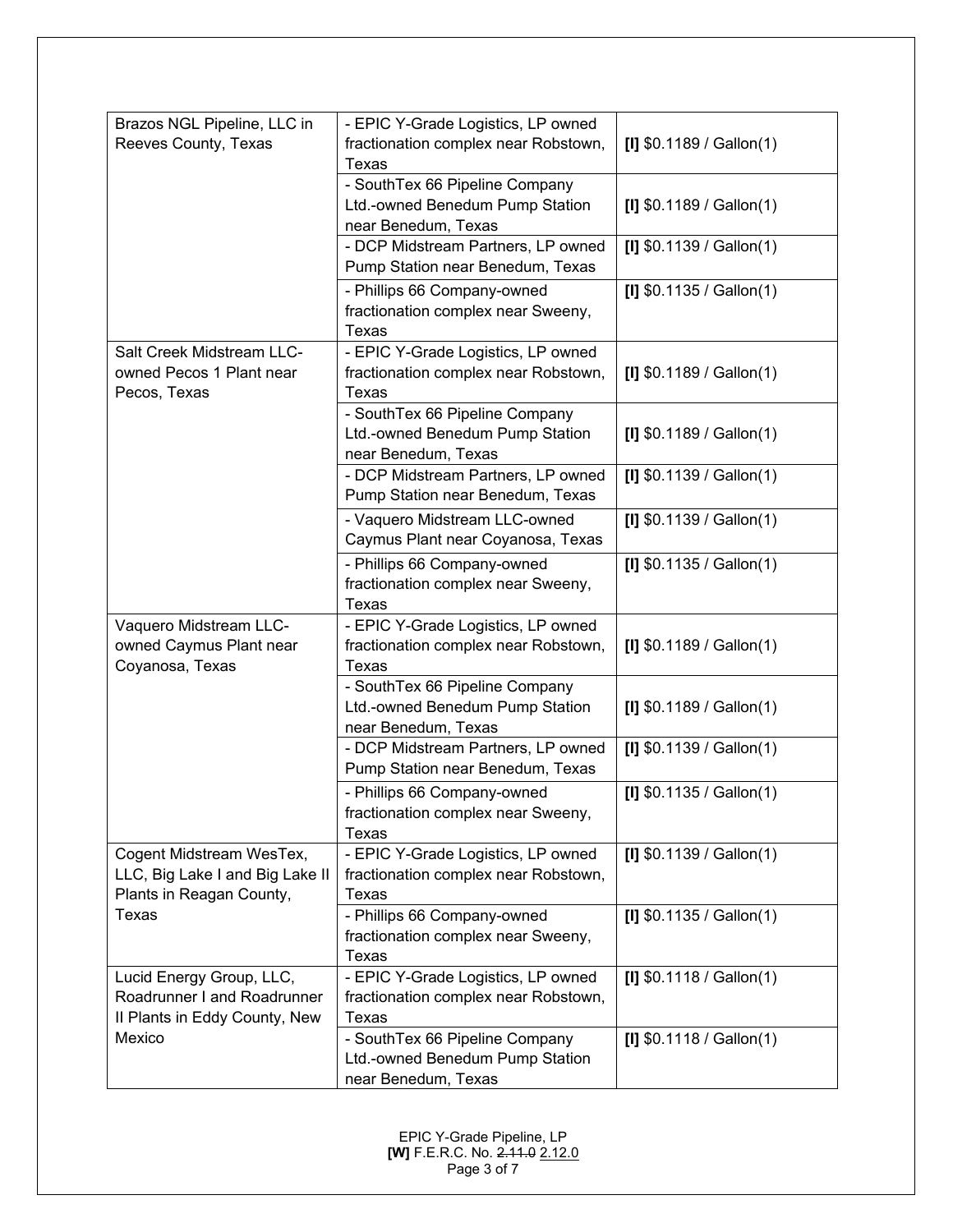| | | |
|---|---|---|
| Brazos NGL Pipeline, LLC in Reeves County, Texas | - EPIC Y-Grade Logistics, LP owned fractionation complex near Robstown, Texas | **[I]** $0.1189 / Gallon(1) |
| | - SouthTex 66 Pipeline Company Ltd.-owned Benedum Pump Station near Benedum, Texas | **[I]** $0.1189 / Gallon(1) |
| | - DCP Midstream Partners, LP owned Pump Station near Benedum, Texas | **[I]** $0.1139 / Gallon(1) |
| | - Phillips 66 Company-owned fractionation complex near Sweeny, Texas | **[I]** $0.1135 / Gallon(1) |
| Salt Creek Midstream LLC-owned Pecos 1 Plant near Pecos, Texas | - EPIC Y-Grade Logistics, LP owned fractionation complex near Robstown, Texas | **[I]** $0.1189 / Gallon(1) |
| | - SouthTex 66 Pipeline Company Ltd.-owned Benedum Pump Station near Benedum, Texas | **[I]** $0.1189 / Gallon(1) |
| | - DCP Midstream Partners, LP owned Pump Station near Benedum, Texas | **[I]** $0.1139 / Gallon(1) |
| | - Vaquero Midstream LLC-owned Caymus Plant near Coyanosa, Texas | **[I]** $0.1139 / Gallon(1) |
| | - Phillips 66 Company-owned fractionation complex near Sweeny, Texas | **[I]** $0.1135 / Gallon(1) |
| Vaquero Midstream LLC-owned Caymus Plant near Coyanosa, Texas | - EPIC Y-Grade Logistics, LP owned fractionation complex near Robstown, Texas | **[I]** $0.1189 / Gallon(1) |
| | - SouthTex 66 Pipeline Company Ltd.-owned Benedum Pump Station near Benedum, Texas | **[I]** $0.1189 / Gallon(1) |
| | - DCP Midstream Partners, LP owned Pump Station near Benedum, Texas | **[I]** $0.1139 / Gallon(1) |
| | - Phillips 66 Company-owned fractionation complex near Sweeny, Texas | **[I]** $0.1135 / Gallon(1) |
| Cogent Midstream WesTex, LLC, Big Lake I and Big Lake II Plants in Reagan County, Texas | - EPIC Y-Grade Logistics, LP owned fractionation complex near Robstown, Texas | **[I]** $0.1139 / Gallon(1) |
| | - Phillips 66 Company-owned fractionation complex near Sweeny, Texas | **[I]** $0.1135 / Gallon(1) |
| Lucid Energy Group, LLC, Roadrunner I and Roadrunner II Plants in Eddy County, New Mexico | - EPIC Y-Grade Logistics, LP owned fractionation complex near Robstown, Texas | **[I]** $0.1118 / Gallon(1) |
| | - SouthTex 66 Pipeline Company Ltd.-owned Benedum Pump Station near Benedum, Texas | **[I]** $0.1118 / Gallon(1) |

EPIC Y-Grade Pipeline, LP
**[W]** F.E.R.C. No. ~~2.11.0~~ 2.12.0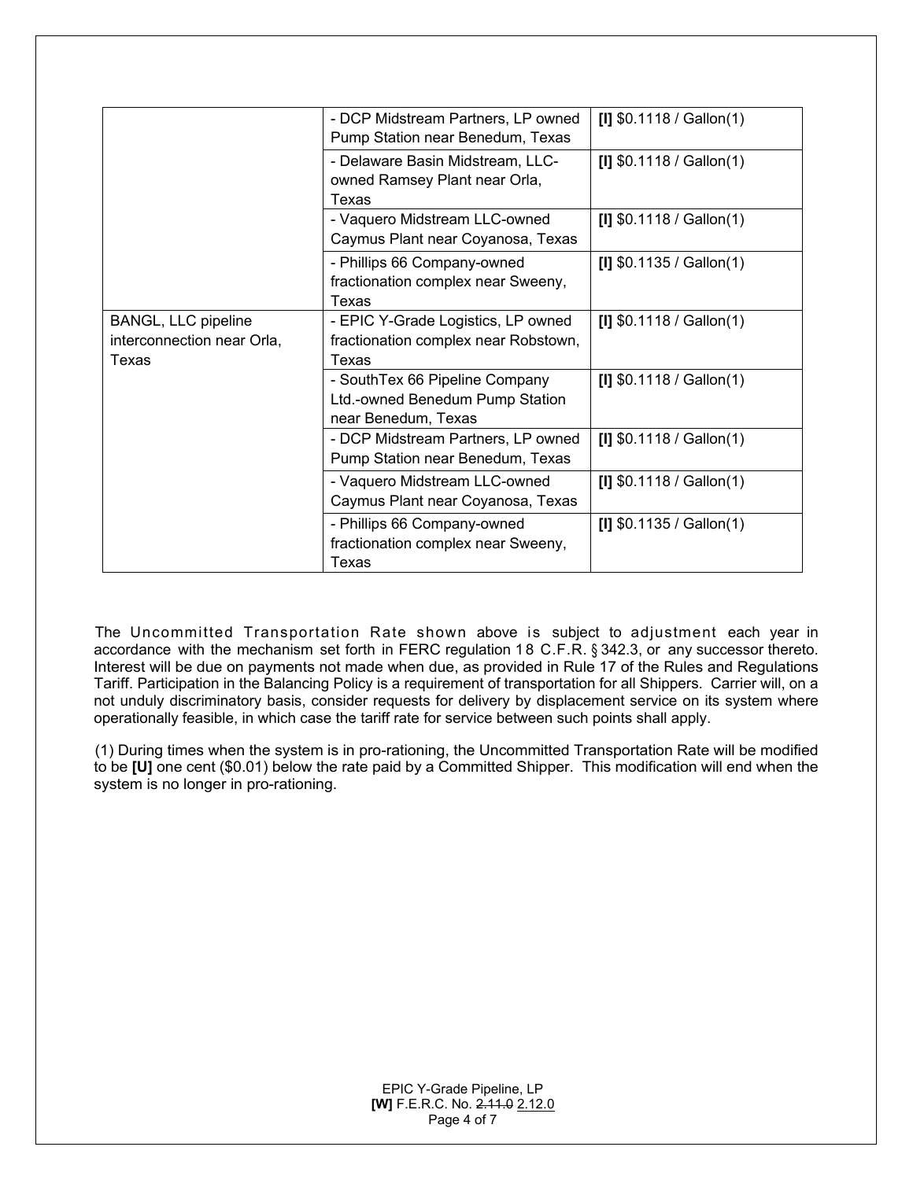| | | |
|---|---|---|
| | - DCP Midstream Partners, LP owned Pump Station near Benedum, Texas | **[I]** \$0.1118 / Gallon(1) |
| | - Delaware Basin Midstream, LLC-owned Ramsey Plant near Orla, Texas | **[I]** \$0.1118 / Gallon(1) |
| | - Vaquero Midstream LLC-owned Caymus Plant near Coyanosa, Texas | **[I]** \$0.1118 / Gallon(1) |
| | - Phillips 66 Company-owned fractionation complex near Sweeny, Texas | **[I]** \$0.1135 / Gallon(1) |
| BANGL, LLC pipeline interconnection near Orla, Texas | - EPIC Y-Grade Logistics, LP owned fractionation complex near Robstown, Texas | **[I]** \$0.1118 / Gallon(1) |
| | - SouthTex 66 Pipeline Company Ltd.-owned Benedum Pump Station near Benedum, Texas | **[I]** \$0.1118 / Gallon(1) |
| | - DCP Midstream Partners, LP owned Pump Station near Benedum, Texas | **[I]** \$0.1118 / Gallon(1) |
| | - Vaquero Midstream LLC-owned Caymus Plant near Coyanosa, Texas | **[I]** \$0.1118 / Gallon(1) |
| | - Phillips 66 Company-owned fractionation complex near Sweeny, Texas | **[I]** \$0.1135 / Gallon(1) |

The Uncommitted Transportation Rate shown above is subject to adjustment each year in accordance with the mechanism set forth in FERC regulation 18 C.F.R. § 342.3, or any successor thereto. Interest will be due on payments not made when due, as provided in Rule 17 of the Rules and Regulations Tariff. Participation in the Balancing Policy is a requirement of transportation for all Shippers. Carrier will, on a not unduly discriminatory basis, consider requests for delivery by displacement service on its system where operationally feasible, in which case the tariff rate for service between such points shall apply.

(1) During times when the system is in pro-rationing, the Uncommitted Transportation Rate will be modified to be **[U]** one cent (\$0.01) below the rate paid by a Committed Shipper. This modification will end when the system is no longer in pro-rationing.

EPIC Y-Grade Pipeline, LP
**[W]** F.E.R.C. No. ~~2.11.0~~ 2.12.0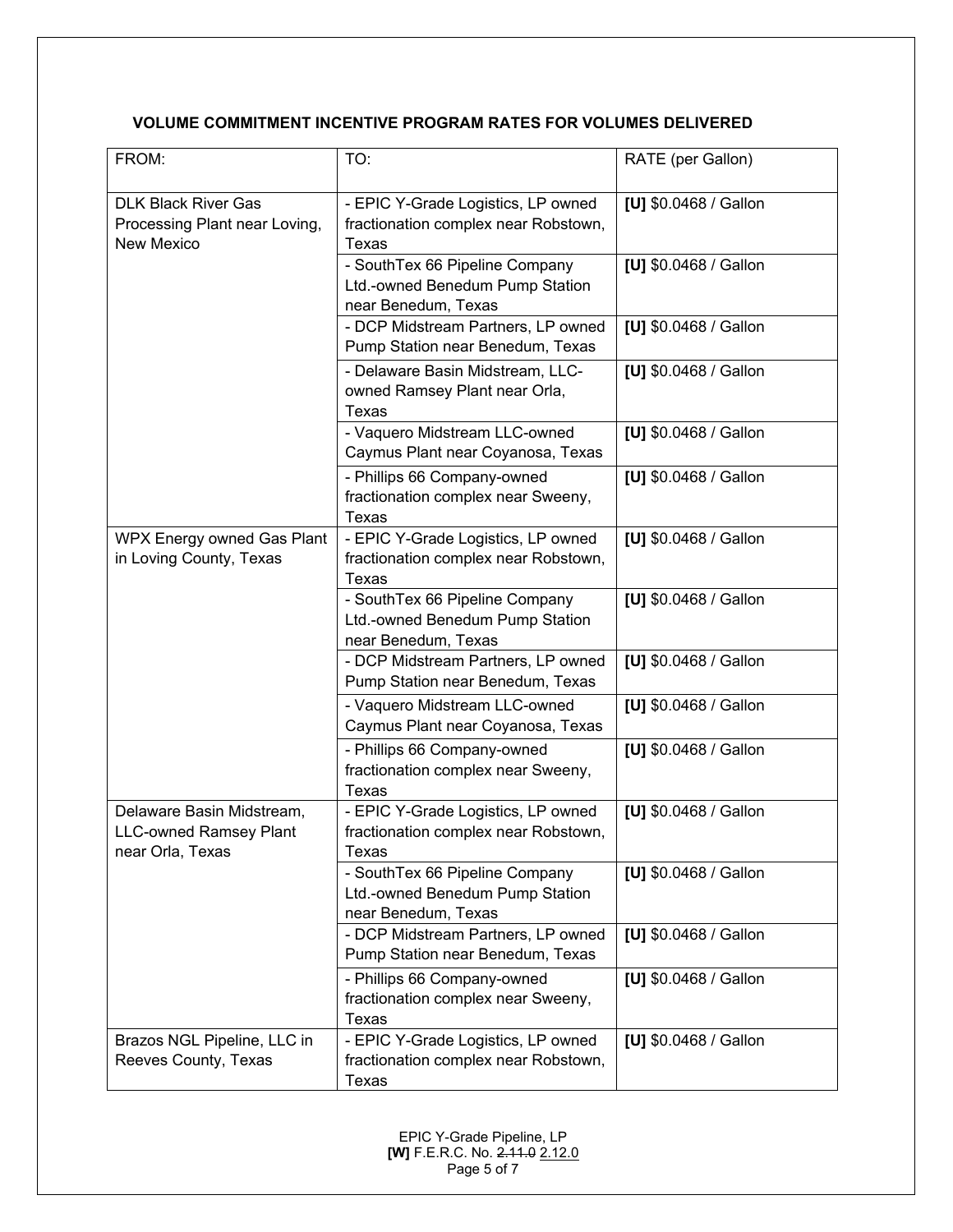**VOLUME COMMITMENT INCENTIVE PROGRAM RATES FOR VOLUMES DELIVERED**

| FROM: | TO: | RATE (per Gallon) |
|---|---|---|
| DLK Black River Gas Processing Plant near Loving, New Mexico | - EPIC Y-Grade Logistics, LP owned fractionation complex near Robstown, Texas | **[U]** $0.0468 / Gallon |
| | - SouthTex 66 Pipeline Company Ltd.-owned Benedum Pump Station near Benedum, Texas | **[U]** $0.0468 / Gallon |
| | - DCP Midstream Partners, LP owned Pump Station near Benedum, Texas | **[U]** $0.0468 / Gallon |
| | - Delaware Basin Midstream, LLC-owned Ramsey Plant near Orla, Texas | **[U]** $0.0468 / Gallon |
| | - Vaquero Midstream LLC-owned Caymus Plant near Coyanosa, Texas | **[U]** $0.0468 / Gallon |
| | - Phillips 66 Company-owned fractionation complex near Sweeny, Texas | **[U]** $0.0468 / Gallon |
| WPX Energy owned Gas Plant in Loving County, Texas | - EPIC Y-Grade Logistics, LP owned fractionation complex near Robstown, Texas | **[U]** $0.0468 / Gallon |
| | - SouthTex 66 Pipeline Company Ltd.-owned Benedum Pump Station near Benedum, Texas | **[U]** $0.0468 / Gallon |
| | - DCP Midstream Partners, LP owned Pump Station near Benedum, Texas | **[U]** $0.0468 / Gallon |
| | - Vaquero Midstream LLC-owned Caymus Plant near Coyanosa, Texas | **[U]** $0.0468 / Gallon |
| | - Phillips 66 Company-owned fractionation complex near Sweeny, Texas | **[U]** $0.0468 / Gallon |
| Delaware Basin Midstream, LLC-owned Ramsey Plant near Orla, Texas | - EPIC Y-Grade Logistics, LP owned fractionation complex near Robstown, Texas | **[U]** $0.0468 / Gallon |
| | - SouthTex 66 Pipeline Company Ltd.-owned Benedum Pump Station near Benedum, Texas | **[U]** $0.0468 / Gallon |
| | - DCP Midstream Partners, LP owned Pump Station near Benedum, Texas | **[U]** $0.0468 / Gallon |
| | - Phillips 66 Company-owned fractionation complex near Sweeny, Texas | **[U]** $0.0468 / Gallon |
| Brazos NGL Pipeline, LLC in Reeves County, Texas | - EPIC Y-Grade Logistics, LP owned fractionation complex near Robstown, Texas | **[U]** $0.0468 / Gallon |

EPIC Y-Grade Pipeline, LP
**[W]** F.E.R.C. No. ~~2.11.0~~ 2.12.0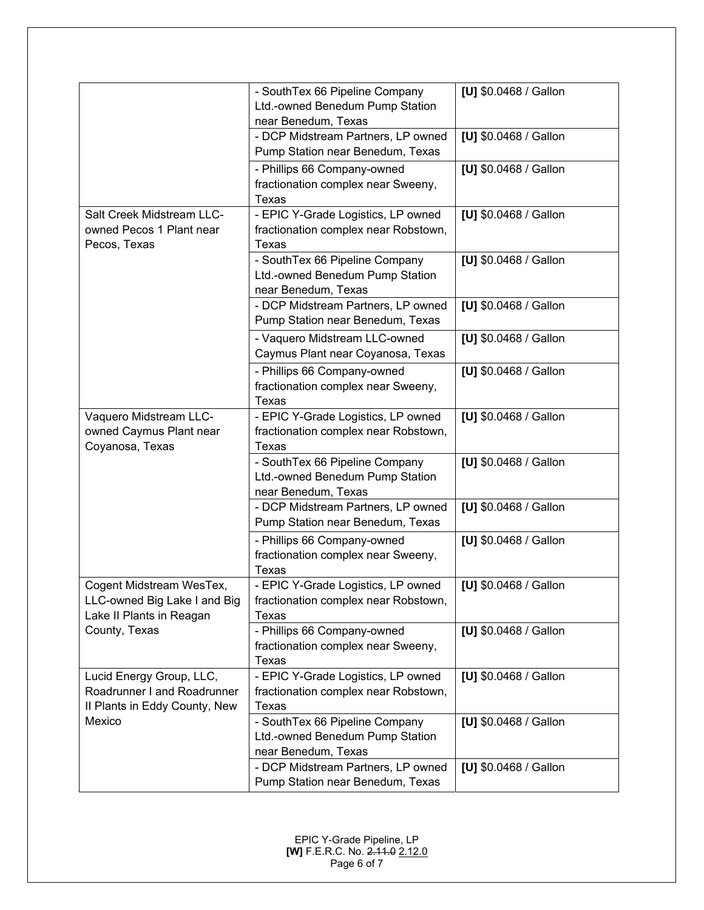| | | |
|---|---|---|
| | - SouthTex 66 Pipeline Company Ltd.-owned Benedum Pump Station near Benedum, Texas | **[U]** $0.0468 / Gallon |
| | - DCP Midstream Partners, LP owned Pump Station near Benedum, Texas | **[U]** $0.0468 / Gallon |
| | - Phillips 66 Company-owned fractionation complex near Sweeny, Texas | **[U]** $0.0468 / Gallon |
| Salt Creek Midstream LLC-owned Pecos 1 Plant near Pecos, Texas | - EPIC Y-Grade Logistics, LP owned fractionation complex near Robstown, Texas | **[U]** $0.0468 / Gallon |
| | - SouthTex 66 Pipeline Company Ltd.-owned Benedum Pump Station near Benedum, Texas | **[U]** $0.0468 / Gallon |
| | - DCP Midstream Partners, LP owned Pump Station near Benedum, Texas | **[U]** $0.0468 / Gallon |
| | - Vaquero Midstream LLC-owned Caymus Plant near Coyanosa, Texas | **[U]** $0.0468 / Gallon |
| | - Phillips 66 Company-owned fractionation complex near Sweeny, Texas | **[U]** $0.0468 / Gallon |
| Vaquero Midstream LLC-owned Caymus Plant near Coyanosa, Texas | - EPIC Y-Grade Logistics, LP owned fractionation complex near Robstown, Texas | **[U]** $0.0468 / Gallon |
| | - SouthTex 66 Pipeline Company Ltd.-owned Benedum Pump Station near Benedum, Texas | **[U]** $0.0468 / Gallon |
| | - DCP Midstream Partners, LP owned Pump Station near Benedum, Texas | **[U]** $0.0468 / Gallon |
| | - Phillips 66 Company-owned fractionation complex near Sweeny, Texas | **[U]** $0.0468 / Gallon |
| Cogent Midstream WesTex, LLC-owned Big Lake I and Big Lake II Plants in Reagan County, Texas | - EPIC Y-Grade Logistics, LP owned fractionation complex near Robstown, Texas | **[U]** $0.0468 / Gallon |
| | - Phillips 66 Company-owned fractionation complex near Sweeny, Texas | **[U]** $0.0468 / Gallon |
| Lucid Energy Group, LLC, Roadrunner I and Roadrunner II Plants in Eddy County, New Mexico | - EPIC Y-Grade Logistics, LP owned fractionation complex near Robstown, Texas | **[U]** $0.0468 / Gallon |
| | - SouthTex 66 Pipeline Company Ltd.-owned Benedum Pump Station near Benedum, Texas | **[U]** $0.0468 / Gallon |
| | - DCP Midstream Partners, LP owned Pump Station near Benedum, Texas | **[U]** $0.0468 / Gallon |

EPIC Y-Grade Pipeline, LP
**[W]** F.E.R.C. No. ~~2.11.0~~ 2.12.0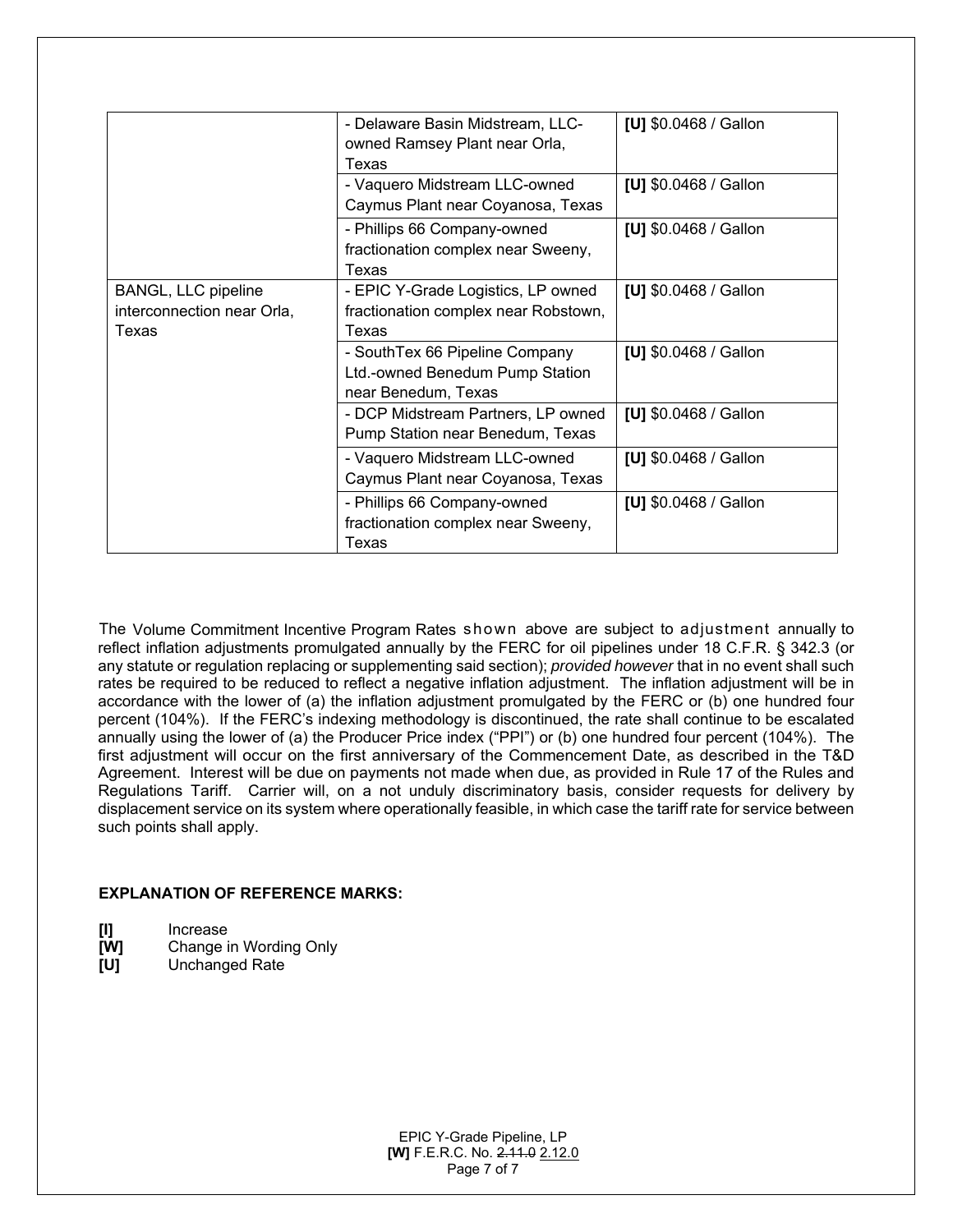| | | |
|---|---|---|
| | - Delaware Basin Midstream, LLC-owned Ramsey Plant near Orla, Texas | **[U]** \$0.0468 / Gallon |
| | - Vaquero Midstream LLC-owned Caymus Plant near Coyanosa, Texas | **[U]** \$0.0468 / Gallon |
| | - Phillips 66 Company-owned fractionation complex near Sweeny, Texas | **[U]** \$0.0468 / Gallon |
| BANGL, LLC pipeline interconnection near Orla, Texas | - EPIC Y-Grade Logistics, LP owned fractionation complex near Robstown, Texas | **[U]** \$0.0468 / Gallon |
| | - SouthTex 66 Pipeline Company Ltd.-owned Benedum Pump Station near Benedum, Texas | **[U]** \$0.0468 / Gallon |
| | - DCP Midstream Partners, LP owned Pump Station near Benedum, Texas | **[U]** \$0.0468 / Gallon |
| | - Vaquero Midstream LLC-owned Caymus Plant near Coyanosa, Texas | **[U]** \$0.0468 / Gallon |
| | - Phillips 66 Company-owned fractionation complex near Sweeny, Texas | **[U]** \$0.0468 / Gallon |

The Volume Commitment Incentive Program Rates shown above are subject to adjustment annually to reflect inflation adjustments promulgated annually by the FERC for oil pipelines under 18 C.F.R. § 342.3 (or any statute or regulation replacing or supplementing said section); *provided however* that in no event shall such rates be required to be reduced to reflect a negative inflation adjustment. The inflation adjustment will be in accordance with the lower of (a) the inflation adjustment promulgated by the FERC or (b) one hundred four percent (104%). If the FERC's indexing methodology is discontinued, the rate shall continue to be escalated annually using the lower of (a) the Producer Price index ("PPI") or (b) one hundred four percent (104%). The first adjustment will occur on the first anniversary of the Commencement Date, as described in the T&D Agreement. Interest will be due on payments not made when due, as provided in Rule 17 of the Rules and Regulations Tariff. Carrier will, on a not unduly discriminatory basis, consider requests for delivery by displacement service on its system where operationally feasible, in which case the tariff rate for service between such points shall apply.

**EXPLANATION OF REFERENCE MARKS:**

**[I]** Increase
**[W]** Change in Wording Only
**[U]** Unchanged Rate

EPIC Y-Grade Pipeline, LP
**[W]** F.E.R.C. No. ~~2.11.0~~ 2.12.0